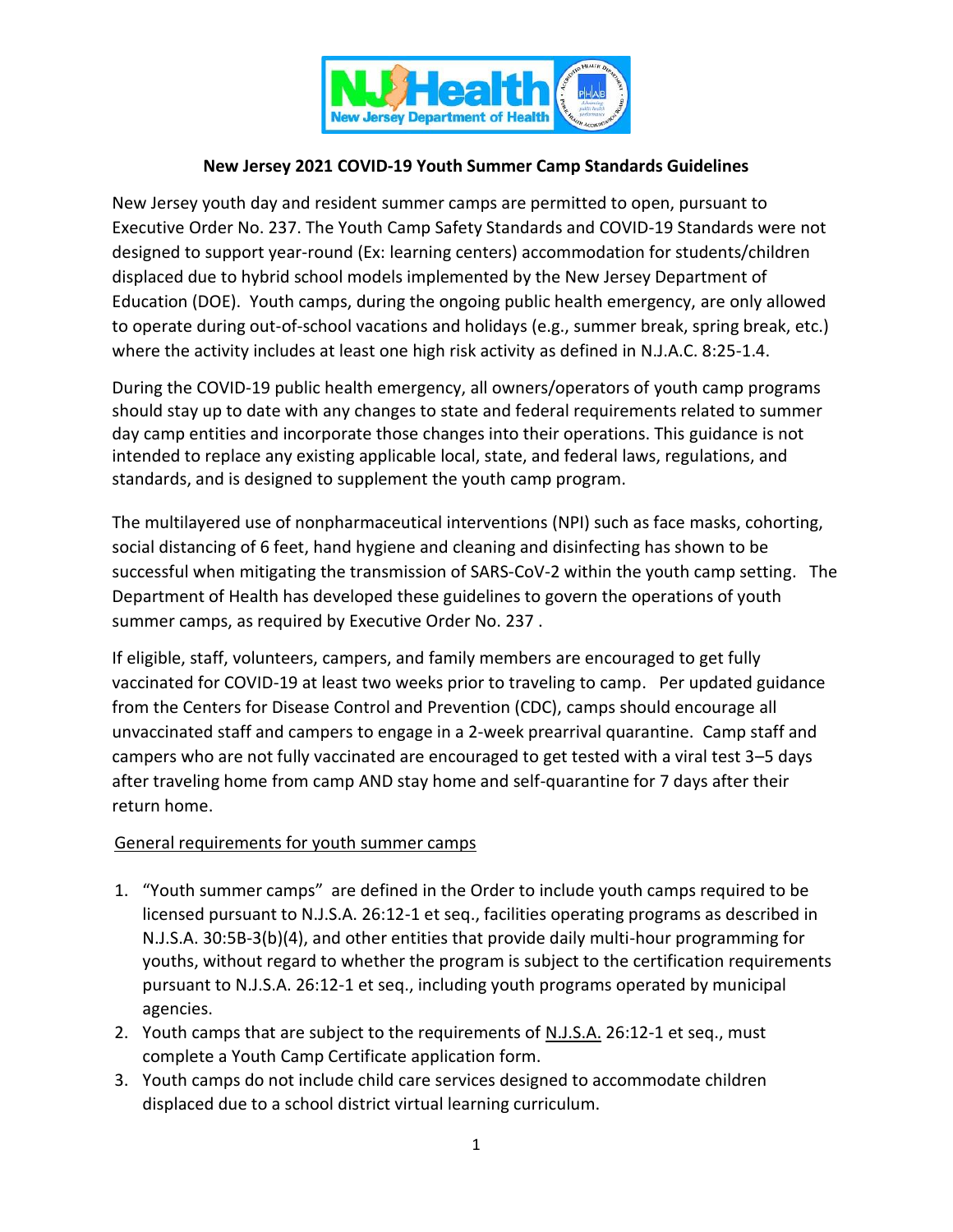## New Jersey 2021 COVID-19 Youth Summer Camp Standards Guidelines

New Jersey youth day and resident summer camps are permitted to open, pursuant to Executive Order No. 237. The Youth Camp Safety Standards and COVID-19 Standards were not designed to support year-round (Ex: learning centers) accommodation for students/children displaced due to hybrid school models implemented by the New Jersey Department of Education (DOE). Youth camps, during the ongoing public health emergency, are only allowed to operate during out-of-school vacations and holidays (e.g., summer break, spring break, etc.) where the activity includes at least one high risk activity as defined in N.J.A.C. 8:25-1.4.

During the COVID-19 public health emergency, all owners/operators of youth camp programs should stay up to date with any changes to state and federal requirements related to summer day camp entities and incorporate those changes into their operations. This guidance is not intended to replace any existing applicable local, state, and federal laws, regulations, and standards, and is designed to supplement the youth camp program.

The multilayered use of nonpharmaceutical interventions (NPI) such as face masks, cohorting, social distancing of 6 feet, hand hygiene and cleaning and disinfecting has shown to be successful when mitigating the transmission of SARS-CoV-2 within the youth camp setting. The Department of Health has developed these guidelines to govern the operations of youth summer camps, as required by Executive Order No. 237 .

If eligible, staff, volunteers, campers, and family members are encouraged to get fully vaccinated for COVID-19 at least two weeks prior to traveling to camp. Per updated guidance from the Centers for Disease Control and Prevention (CDC), camps should encourage all unvaccinated staff and campers to engage in a 2-week prearrival quarantine. Camp staff and campers who are not fully vaccinated are encouraged to get tested with a viral test 3–5 days after traveling home from camp AND stay home and self-quarantine for 7 days after their return home.

### General requirements for youth summer camps

1. "Youth summer camps" are defined in the Order to include youth camps required to be licensed pursuant to N.J.S.A. 26:12-1 et seq., facilities operating programs as described in N.J.S.A. 30:5B-3(b)(4), and other entities that provide daily multi-hour programming for youths, without regard to whether the program is subject to the certification requirements pursuant to N.J.S.A. 26:12-1 et seq., including youth programs operated by municipal agencies.
2. Youth camps that are subject to the requirements of N.J.S.A. 26:12-1 et seq., must complete a Youth Camp Certificate application form.
3. Youth camps do not include child care services designed to accommodate children displaced due to a school district virtual learning curriculum.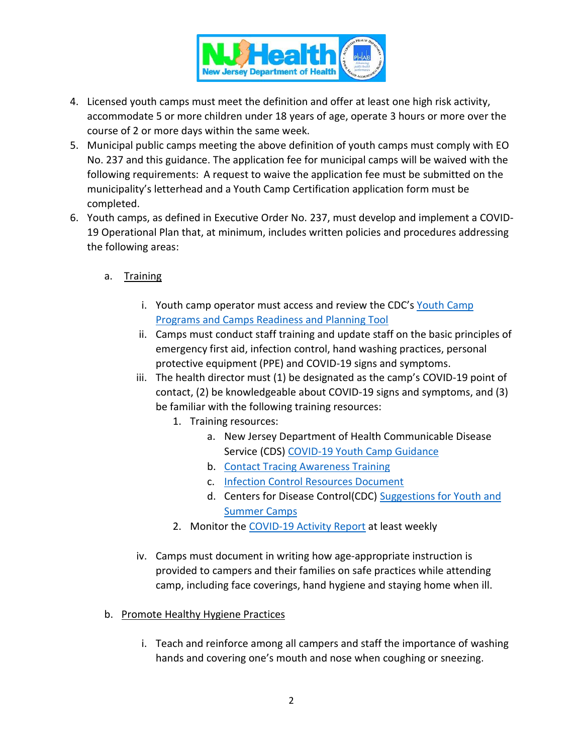4. Licensed youth camps must meet the definition and offer at least one high risk activity, accommodate 5 or more children under 18 years of age, operate 3 hours or more over the course of 2 or more days within the same week.
5. Municipal public camps meeting the above definition of youth camps must comply with EO No. 237 and this guidance. The application fee for municipal camps will be waived with the following requirements: A request to waive the application fee must be submitted on the municipality's letterhead and a Youth Camp Certification application form must be completed.
6. Youth camps, as defined in Executive Order No. 237, must develop and implement a COVID-19 Operational Plan that, at minimum, includes written policies and procedures addressing the following areas:

   a. Training

      i. Youth camp operator must access and review the CDC's Youth Camp Programs and Camps Readiness and Planning Tool
      ii. Camps must conduct staff training and update staff on the basic principles of emergency first aid, infection control, hand washing practices, personal protective equipment (PPE) and COVID-19 signs and symptoms.
      iii. The health director must (1) be designated as the camp's COVID-19 point of contact, (2) be knowledgeable about COVID-19 signs and symptoms, and (3) be familiar with the following training resources:
         1. Training resources:
            a. New Jersey Department of Health Communicable Disease Service (CDS) COVID-19 Youth Camp Guidance
            b. Contact Tracing Awareness Training
            c. Infection Control Resources Document
            d. Centers for Disease Control(CDC) Suggestions for Youth and Summer Camps
         2. Monitor the COVID-19 Activity Report at least weekly

      iv. Camps must document in writing how age-appropriate instruction is provided to campers and their families on safe practices while attending camp, including face coverings, hand hygiene and staying home when ill.

   b. Promote Healthy Hygiene Practices

      i. Teach and reinforce among all campers and staff the importance of washing hands and covering one's mouth and nose when coughing or sneezing.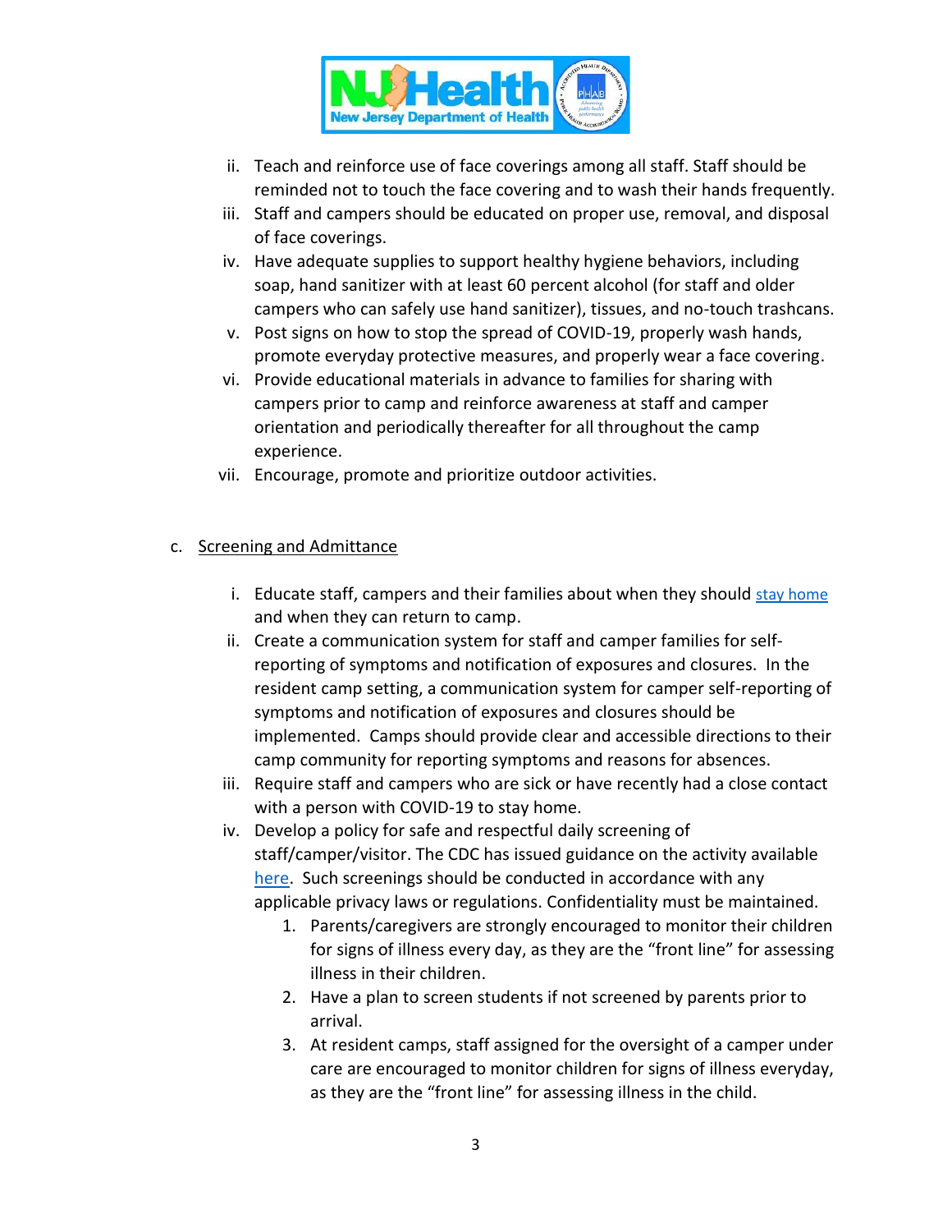ii. Teach and reinforce use of face coverings among all staff. Staff should be reminded not to touch the face covering and to wash their hands frequently.

iii. Staff and campers should be educated on proper use, removal, and disposal of face coverings.

iv. Have adequate supplies to support healthy hygiene behaviors, including soap, hand sanitizer with at least 60 percent alcohol (for staff and older campers who can safely use hand sanitizer), tissues, and no-touch trashcans.

v. Post signs on how to stop the spread of COVID-19, properly wash hands, promote everyday protective measures, and properly wear a face covering.

vi. Provide educational materials in advance to families for sharing with campers prior to camp and reinforce awareness at staff and camper orientation and periodically thereafter for all throughout the camp experience.

vii. Encourage, promote and prioritize outdoor activities.

c. Screening and Admittance

i. Educate staff, campers and their families about when they should stay home and when they can return to camp.

ii. Create a communication system for staff and camper families for self-reporting of symptoms and notification of exposures and closures. In the resident camp setting, a communication system for camper self-reporting of symptoms and notification of exposures and closures should be implemented. Camps should provide clear and accessible directions to their camp community for reporting symptoms and reasons for absences.

iii. Require staff and campers who are sick or have recently had a close contact with a person with COVID-19 to stay home.

iv. Develop a policy for safe and respectful daily screening of staff/camper/visitor. The CDC has issued guidance on the activity available here. Such screenings should be conducted in accordance with any applicable privacy laws or regulations. Confidentiality must be maintained.

1. Parents/caregivers are strongly encouraged to monitor their children for signs of illness every day, as they are the "front line" for assessing illness in their children.
2. Have a plan to screen students if not screened by parents prior to arrival.
3. At resident camps, staff assigned for the oversight of a camper under care are encouraged to monitor children for signs of illness everyday, as they are the "front line" for assessing illness in the child.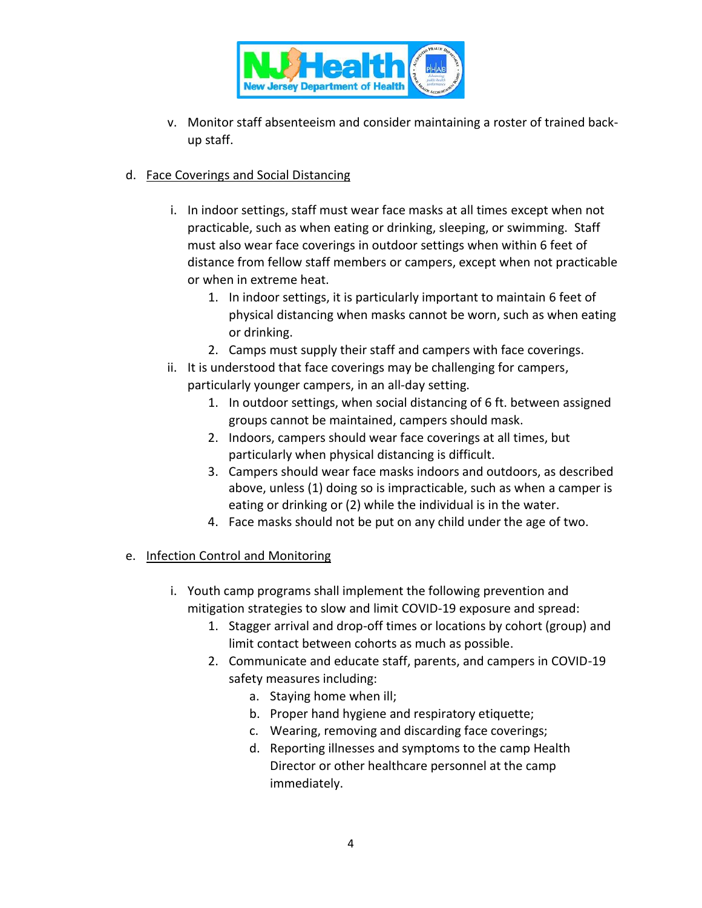v. Monitor staff absenteeism and consider maintaining a roster of trained back-up staff.

d. <u>Face Coverings and Social Distancing</u>

i. In indoor settings, staff must wear face masks at all times except when not practicable, such as when eating or drinking, sleeping, or swimming. Staff must also wear face coverings in outdoor settings when within 6 feet of distance from fellow staff members or campers, except when not practicable or when in extreme heat.
   1. In indoor settings, it is particularly important to maintain 6 feet of physical distancing when masks cannot be worn, such as when eating or drinking.
   2. Camps must supply their staff and campers with face coverings.

ii. It is understood that face coverings may be challenging for campers, particularly younger campers, in an all-day setting.
   1. In outdoor settings, when social distancing of 6 ft. between assigned groups cannot be maintained, campers should mask.
   2. Indoors, campers should wear face coverings at all times, but particularly when physical distancing is difficult.
   3. Campers should wear face masks indoors and outdoors, as described above, unless (1) doing so is impracticable, such as when a camper is eating or drinking or (2) while the individual is in the water.
   4. Face masks should not be put on any child under the age of two.

e. <u>Infection Control and Monitoring</u>

i. Youth camp programs shall implement the following prevention and mitigation strategies to slow and limit COVID-19 exposure and spread:
   1. Stagger arrival and drop-off times or locations by cohort (group) and limit contact between cohorts as much as possible.
   2. Communicate and educate staff, parents, and campers in COVID-19 safety measures including:
      a. Staying home when ill;
      b. Proper hand hygiene and respiratory etiquette;
      c. Wearing, removing and discarding face coverings;
      d. Reporting illnesses and symptoms to the camp Health Director or other healthcare personnel at the camp immediately.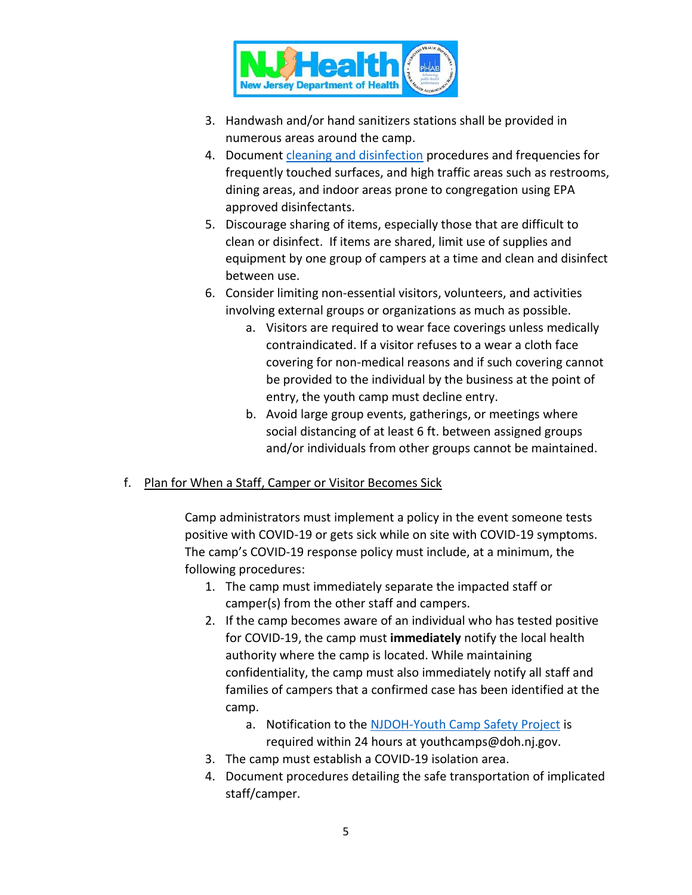3. Handwash and/or hand sanitizers stations shall be provided in numerous areas around the camp.
4. Document [cleaning and disinfection]() procedures and frequencies for frequently touched surfaces, and high traffic areas such as restrooms, dining areas, and indoor areas prone to congregation using EPA approved disinfectants.
5. Discourage sharing of items, especially those that are difficult to clean or disinfect. If items are shared, limit use of supplies and equipment by one group of campers at a time and clean and disinfect between use.
6. Consider limiting non-essential visitors, volunteers, and activities involving external groups or organizations as much as possible.
    a. Visitors are required to wear face coverings unless medically contraindicated. If a visitor refuses to a wear a cloth face covering for non-medical reasons and if such covering cannot be provided to the individual by the business at the point of entry, the youth camp must decline entry.
    b. Avoid large group events, gatherings, or meetings where social distancing of at least 6 ft. between assigned groups and/or individuals from other groups cannot be maintained.

f. Plan for When a Staff, Camper or Visitor Becomes Sick

Camp administrators must implement a policy in the event someone tests positive with COVID-19 or gets sick while on site with COVID-19 symptoms. The camp's COVID-19 response policy must include, at a minimum, the following procedures:

1. The camp must immediately separate the impacted staff or camper(s) from the other staff and campers.
2. If the camp becomes aware of an individual who has tested positive for COVID-19, the camp must **immediately** notify the local health authority where the camp is located. While maintaining confidentiality, the camp must also immediately notify all staff and families of campers that a confirmed case has been identified at the camp.
    a. Notification to the [NJDOH-Youth Camp Safety Project]() is required within 24 hours at youthcamps@doh.nj.gov.
3. The camp must establish a COVID-19 isolation area.
4. Document procedures detailing the safe transportation of implicated staff/camper.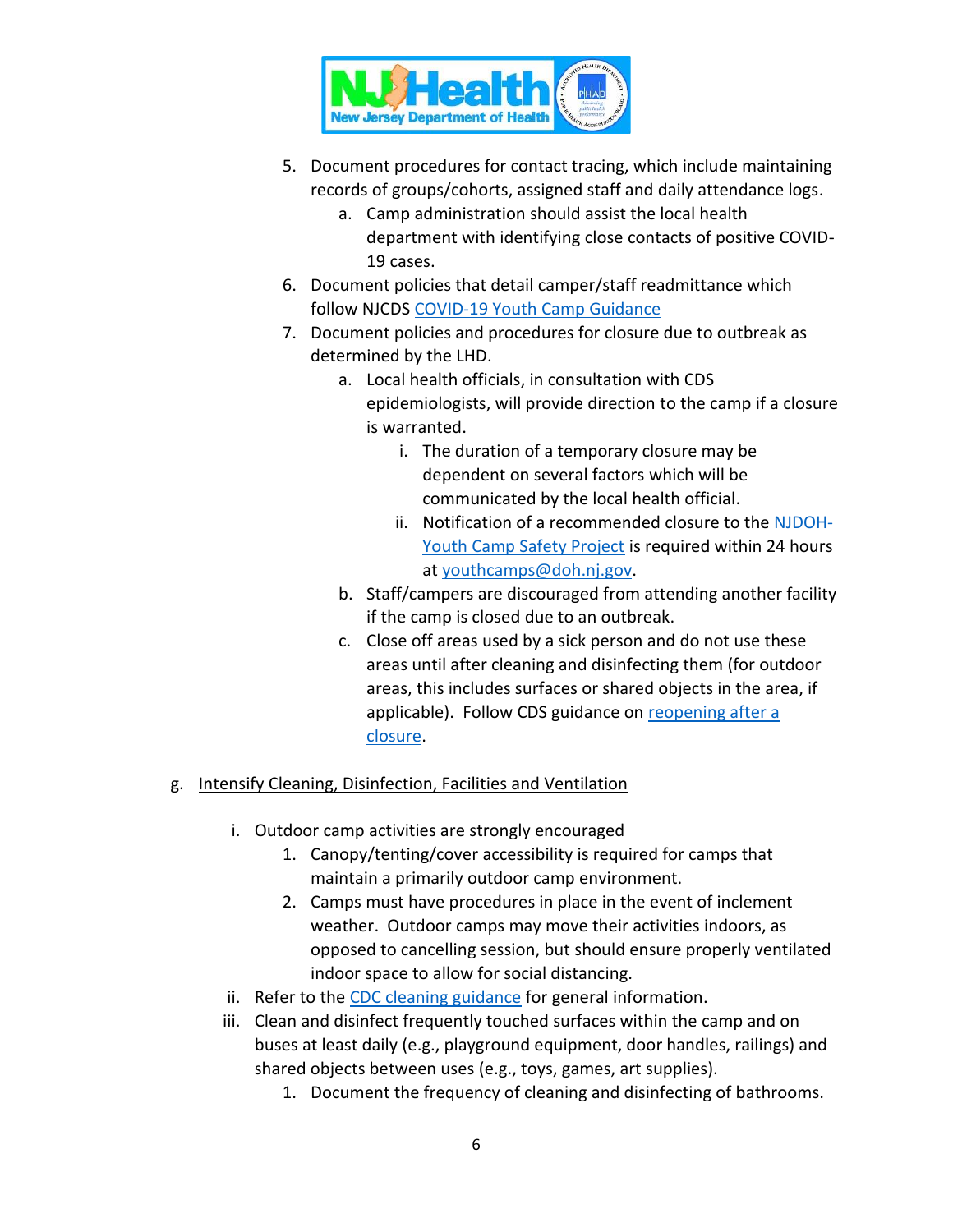5. Document procedures for contact tracing, which include maintaining records of groups/cohorts, assigned staff and daily attendance logs.
    a. Camp administration should assist the local health department with identifying close contacts of positive COVID-19 cases.
6. Document policies that detail camper/staff readmittance which follow NJCDS COVID-19 Youth Camp Guidance
7. Document policies and procedures for closure due to outbreak as determined by the LHD.
    a. Local health officials, in consultation with CDS epidemiologists, will provide direction to the camp if a closure is warranted.
        i. The duration of a temporary closure may be dependent on several factors which will be communicated by the local health official.
        ii. Notification of a recommended closure to the NJDOH-Youth Camp Safety Project is required within 24 hours at youthcamps@doh.nj.gov.
    b. Staff/campers are discouraged from attending another facility if the camp is closed due to an outbreak.
    c. Close off areas used by a sick person and do not use these areas until after cleaning and disinfecting them (for outdoor areas, this includes surfaces or shared objects in the area, if applicable). Follow CDS guidance on reopening after a closure.

g. Intensify Cleaning, Disinfection, Facilities and Ventilation

i. Outdoor camp activities are strongly encouraged
    1. Canopy/tenting/cover accessibility is required for camps that maintain a primarily outdoor camp environment.
    2. Camps must have procedures in place in the event of inclement weather. Outdoor camps may move their activities indoors, as opposed to cancelling session, but should ensure properly ventilated indoor space to allow for social distancing.

ii. Refer to the CDC cleaning guidance for general information.

iii. Clean and disinfect frequently touched surfaces within the camp and on buses at least daily (e.g., playground equipment, door handles, railings) and shared objects between uses (e.g., toys, games, art supplies).
    1. Document the frequency of cleaning and disinfecting of bathrooms.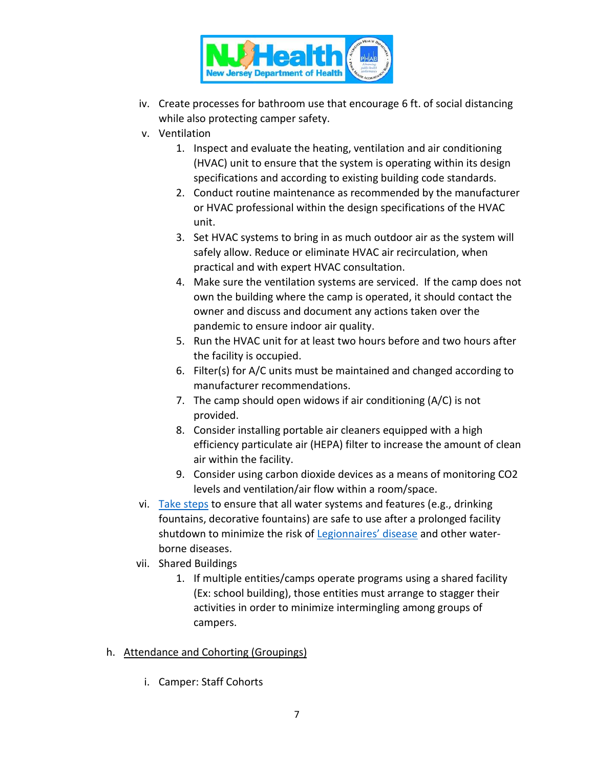iv. Create processes for bathroom use that encourage 6 ft. of social distancing while also protecting camper safety.

v. Ventilation

1. Inspect and evaluate the heating, ventilation and air conditioning (HVAC) unit to ensure that the system is operating within its design specifications and according to existing building code standards.
2. Conduct routine maintenance as recommended by the manufacturer or HVAC professional within the design specifications of the HVAC unit.
3. Set HVAC systems to bring in as much outdoor air as the system will safely allow. Reduce or eliminate HVAC air recirculation, when practical and with expert HVAC consultation.
4. Make sure the ventilation systems are serviced. If the camp does not own the building where the camp is operated, it should contact the owner and discuss and document any actions taken over the pandemic to ensure indoor air quality.
5. Run the HVAC unit for at least two hours before and two hours after the facility is occupied.
6. Filter(s) for A/C units must be maintained and changed according to manufacturer recommendations.
7. The camp should open widows if air conditioning (A/C) is not provided.
8. Consider installing portable air cleaners equipped with a high efficiency particulate air (HEPA) filter to increase the amount of clean air within the facility.
9. Consider using carbon dioxide devices as a means of monitoring CO2 levels and ventilation/air flow within a room/space.

vi. Take steps to ensure that all water systems and features (e.g., drinking fountains, decorative fountains) are safe to use after a prolonged facility shutdown to minimize the risk of Legionnaires' disease and other water-borne diseases.

vii. Shared Buildings

1. If multiple entities/camps operate programs using a shared facility (Ex: school building), those entities must arrange to stagger their activities in order to minimize intermingling among groups of campers.

h. Attendance and Cohorting (Groupings)

i. Camper: Staff Cohorts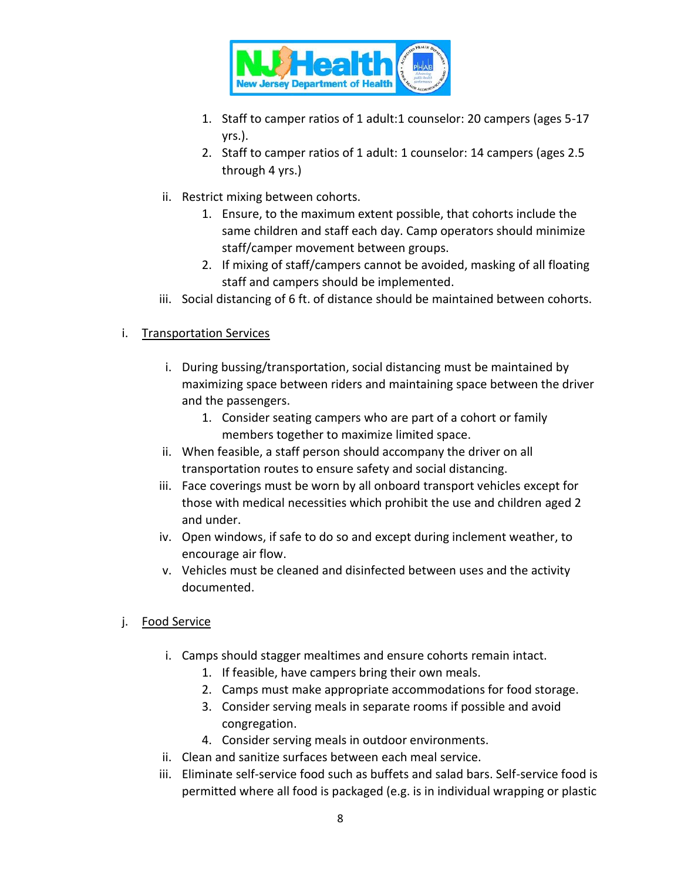1. Staff to camper ratios of 1 adult:1 counselor: 20 campers (ages 5-17 yrs.).
2. Staff to camper ratios of 1 adult: 1 counselor: 14 campers (ages 2.5 through 4 yrs.)

ii. Restrict mixing between cohorts.

1. Ensure, to the maximum extent possible, that cohorts include the same children and staff each day. Camp operators should minimize staff/camper movement between groups.
2. If mixing of staff/campers cannot be avoided, masking of all floating staff and campers should be implemented.

iii. Social distancing of 6 ft. of distance should be maintained between cohorts.

i. <u>Transportation Services</u>

i. During bussing/transportation, social distancing must be maintained by maximizing space between riders and maintaining space between the driver and the passengers.

1. Consider seating campers who are part of a cohort or family members together to maximize limited space.

ii. When feasible, a staff person should accompany the driver on all transportation routes to ensure safety and social distancing.

iii. Face coverings must be worn by all onboard transport vehicles except for those with medical necessities which prohibit the use and children aged 2 and under.

iv. Open windows, if safe to do so and except during inclement weather, to encourage air flow.

v. Vehicles must be cleaned and disinfected between uses and the activity documented.

j. <u>Food Service</u>

i. Camps should stagger mealtimes and ensure cohorts remain intact.

1. If feasible, have campers bring their own meals.
2. Camps must make appropriate accommodations for food storage.
3. Consider serving meals in separate rooms if possible and avoid congregation.
4. Consider serving meals in outdoor environments.

ii. Clean and sanitize surfaces between each meal service.

iii. Eliminate self-service food such as buffets and salad bars. Self-service food is permitted where all food is packaged (e.g. is in individual wrapping or plastic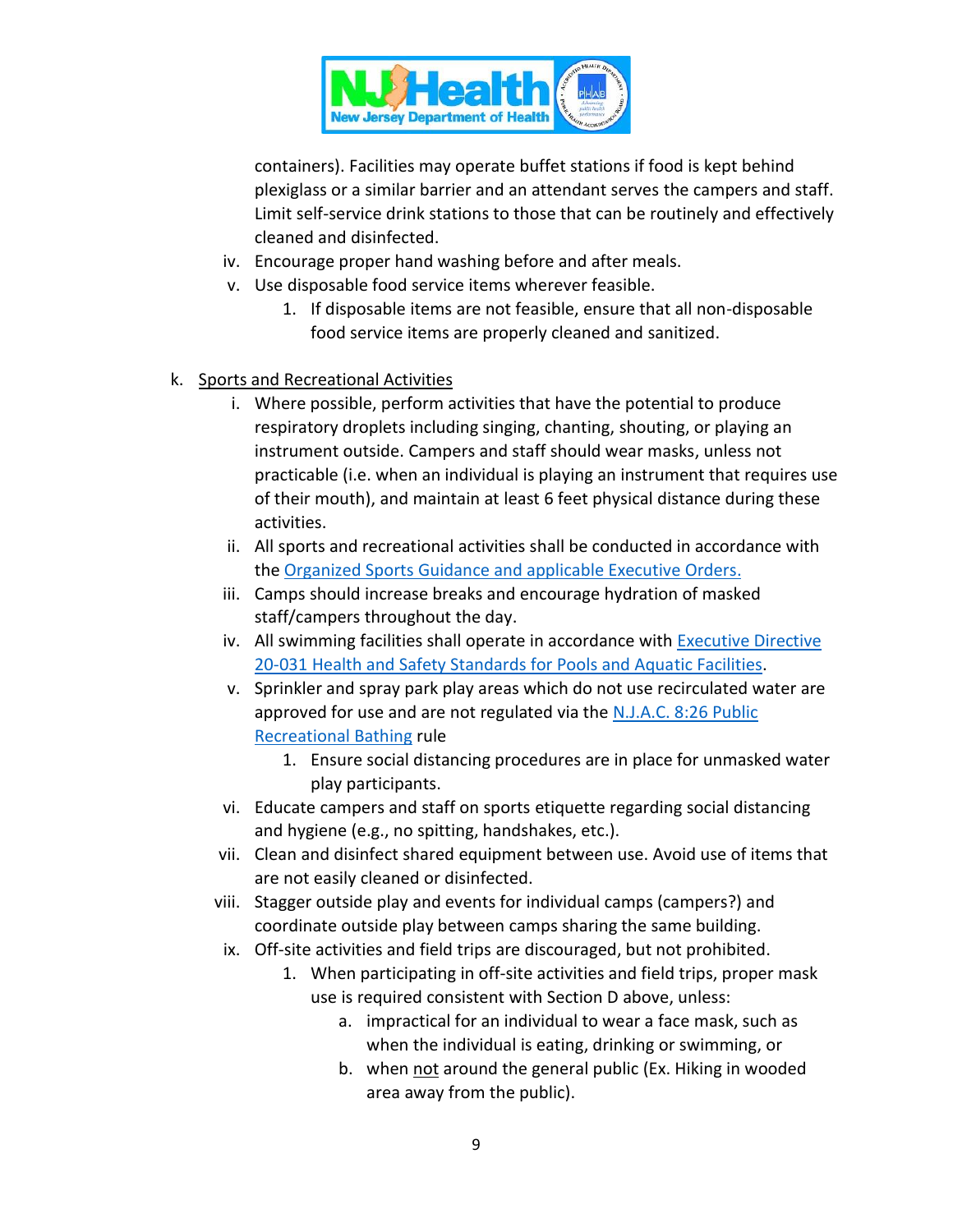containers). Facilities may operate buffet stations if food is kept behind plexiglass or a similar barrier and an attendant serves the campers and staff. Limit self-service drink stations to those that can be routinely and effectively cleaned and disinfected.

iv. Encourage proper hand washing before and after meals.

v. Use disposable food service items wherever feasible.

1. If disposable items are not feasible, ensure that all non-disposable food service items are properly cleaned and sanitized.

k. Sports and Recreational Activities

i. Where possible, perform activities that have the potential to produce respiratory droplets including singing, chanting, shouting, or playing an instrument outside. Campers and staff should wear masks, unless not practicable (i.e. when an individual is playing an instrument that requires use of their mouth), and maintain at least 6 feet physical distance during these activities.

ii. All sports and recreational activities shall be conducted in accordance with the Organized Sports Guidance and applicable Executive Orders.

iii. Camps should increase breaks and encourage hydration of masked staff/campers throughout the day.

iv. All swimming facilities shall operate in accordance with Executive Directive 20-031 Health and Safety Standards for Pools and Aquatic Facilities.

v. Sprinkler and spray park play areas which do not use recirculated water are approved for use and are not regulated via the N.J.A.C. 8:26 Public Recreational Bathing rule

1. Ensure social distancing procedures are in place for unmasked water play participants.

vi. Educate campers and staff on sports etiquette regarding social distancing and hygiene (e.g., no spitting, handshakes, etc.).

vii. Clean and disinfect shared equipment between use. Avoid use of items that are not easily cleaned or disinfected.

viii. Stagger outside play and events for individual camps (campers?) and coordinate outside play between camps sharing the same building.

ix. Off-site activities and field trips are discouraged, but not prohibited.

1. When participating in off-site activities and field trips, proper mask use is required consistent with Section D above, unless:

a. impractical for an individual to wear a face mask, such as when the individual is eating, drinking or swimming, or

b. when not around the general public (Ex. Hiking in wooded area away from the public).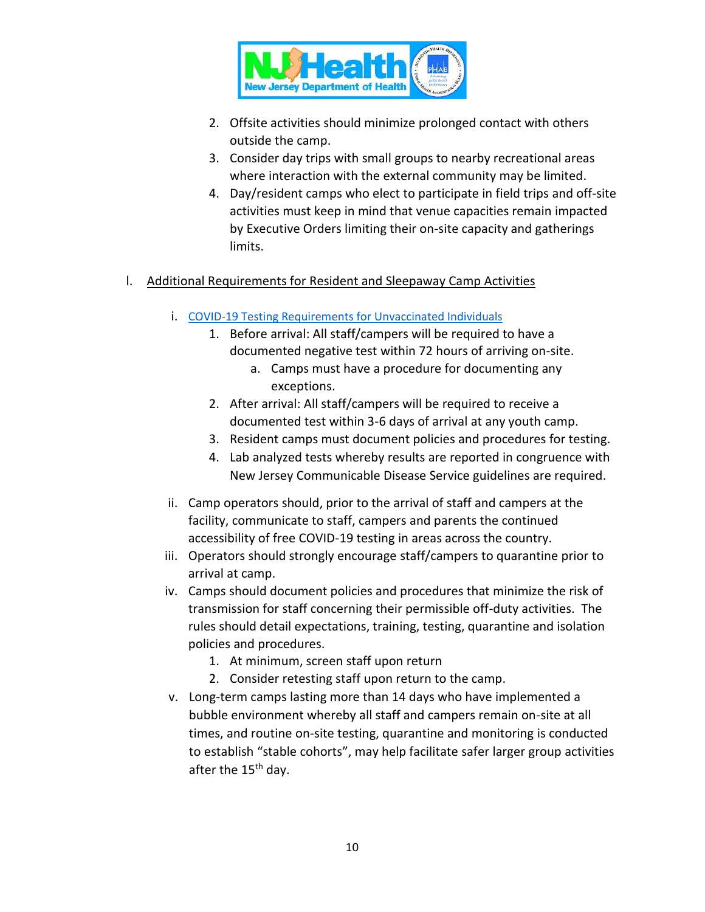2. Offsite activities should minimize prolonged contact with others outside the camp.
3. Consider day trips with small groups to nearby recreational areas where interaction with the external community may be limited.
4. Day/resident camps who elect to participate in field trips and off-site activities must keep in mind that venue capacities remain impacted by Executive Orders limiting their on-site capacity and gatherings limits.

l. Additional Requirements for Resident and Sleepaway Camp Activities

i. COVID-19 Testing Requirements for Unvaccinated Individuals
   1. Before arrival: All staff/campers will be required to have a documented negative test within 72 hours of arriving on-site.
      a. Camps must have a procedure for documenting any exceptions.
   2. After arrival: All staff/campers will be required to receive a documented test within 3-6 days of arrival at any youth camp.
   3. Resident camps must document policies and procedures for testing.
   4. Lab analyzed tests whereby results are reported in congruence with New Jersey Communicable Disease Service guidelines are required.

ii. Camp operators should, prior to the arrival of staff and campers at the facility, communicate to staff, campers and parents the continued accessibility of free COVID-19 testing in areas across the country.

iii. Operators should strongly encourage staff/campers to quarantine prior to arrival at camp.

iv. Camps should document policies and procedures that minimize the risk of transmission for staff concerning their permissible off-duty activities. The rules should detail expectations, training, testing, quarantine and isolation policies and procedures.
   1. At minimum, screen staff upon return
   2. Consider retesting staff upon return to the camp.

v. Long-term camps lasting more than 14 days who have implemented a bubble environment whereby all staff and campers remain on-site at all times, and routine on-site testing, quarantine and monitoring is conducted to establish "stable cohorts", may help facilitate safer larger group activities after the 15th day.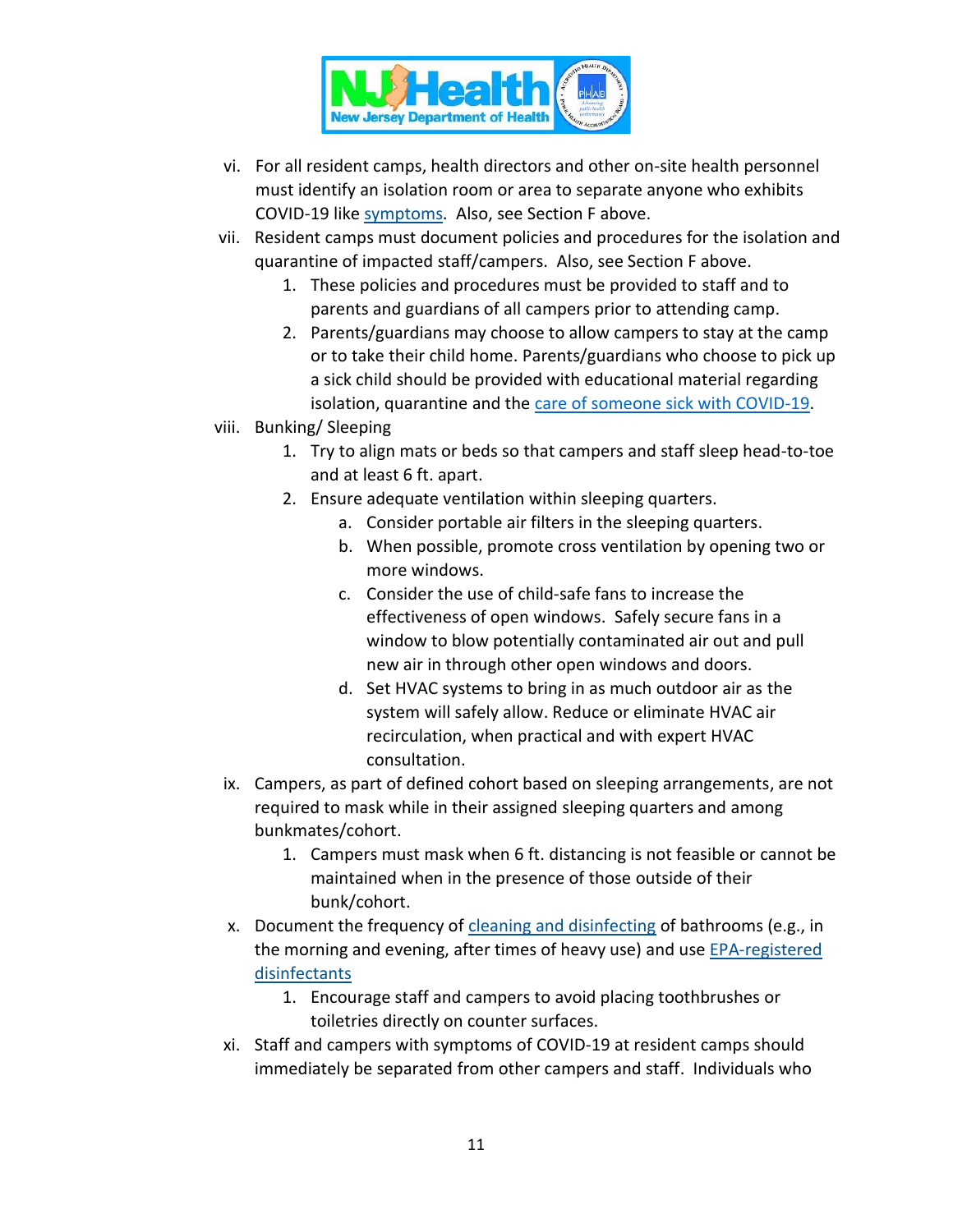vi. For all resident camps, health directors and other on-site health personnel must identify an isolation room or area to separate anyone who exhibits COVID-19 like symptoms. Also, see Section F above.

vii. Resident camps must document policies and procedures for the isolation and quarantine of impacted staff/campers. Also, see Section F above.

   1. These policies and procedures must be provided to staff and to parents and guardians of all campers prior to attending camp.
   2. Parents/guardians may choose to allow campers to stay at the camp or to take their child home. Parents/guardians who choose to pick up a sick child should be provided with educational material regarding isolation, quarantine and the care of someone sick with COVID-19.

viii. Bunking/ Sleeping

   1. Try to align mats or beds so that campers and staff sleep head-to-toe and at least 6 ft. apart.
   2. Ensure adequate ventilation within sleeping quarters.
      a. Consider portable air filters in the sleeping quarters.
      b. When possible, promote cross ventilation by opening two or more windows.
      c. Consider the use of child-safe fans to increase the effectiveness of open windows. Safely secure fans in a window to blow potentially contaminated air out and pull new air in through other open windows and doors.
      d. Set HVAC systems to bring in as much outdoor air as the system will safely allow. Reduce or eliminate HVAC air recirculation, when practical and with expert HVAC consultation.

ix. Campers, as part of defined cohort based on sleeping arrangements, are not required to mask while in their assigned sleeping quarters and among bunkmates/cohort.

   1. Campers must mask when 6 ft. distancing is not feasible or cannot be maintained when in the presence of those outside of their bunk/cohort.

x. Document the frequency of cleaning and disinfecting of bathrooms (e.g., in the morning and evening, after times of heavy use) and use EPA-registered disinfectants

   1. Encourage staff and campers to avoid placing toothbrushes or toiletries directly on counter surfaces.

xi. Staff and campers with symptoms of COVID-19 at resident camps should immediately be separated from other campers and staff. Individuals who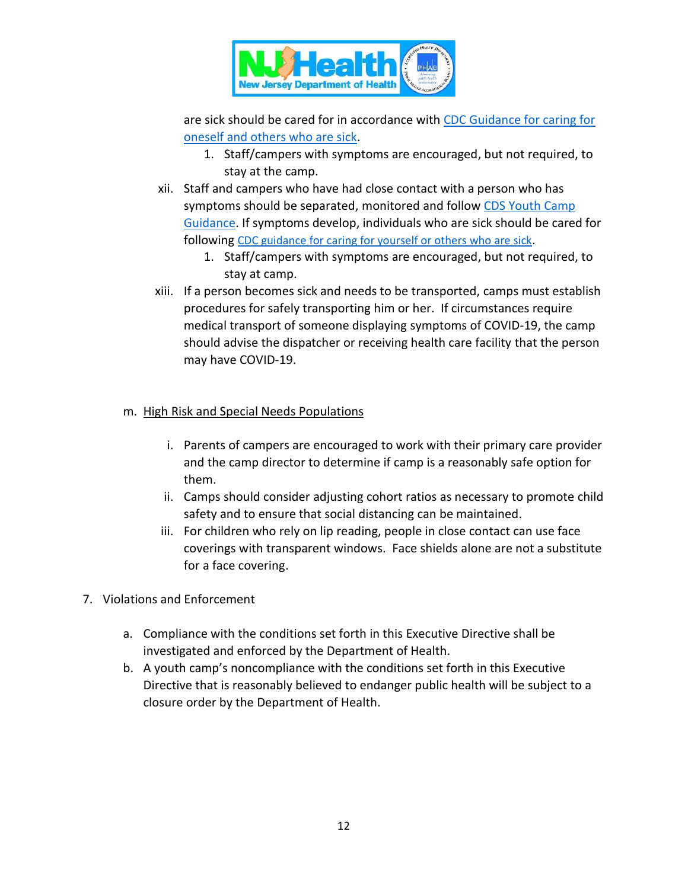are sick should be cared for in accordance with CDC Guidance for caring for oneself and others who are sick.

1. Staff/campers with symptoms are encouraged, but not required, to stay at the camp.

xii. Staff and campers who have had close contact with a person who has symptoms should be separated, monitored and follow CDS Youth Camp Guidance. If symptoms develop, individuals who are sick should be cared for following CDC guidance for caring for yourself or others who are sick.

1. Staff/campers with symptoms are encouraged, but not required, to stay at camp.

xiii. If a person becomes sick and needs to be transported, camps must establish procedures for safely transporting him or her. If circumstances require medical transport of someone displaying symptoms of COVID-19, the camp should advise the dispatcher or receiving health care facility that the person may have COVID-19.

m. High Risk and Special Needs Populations

i. Parents of campers are encouraged to work with their primary care provider and the camp director to determine if camp is a reasonably safe option for them.

ii. Camps should consider adjusting cohort ratios as necessary to promote child safety and to ensure that social distancing can be maintained.

iii. For children who rely on lip reading, people in close contact can use face coverings with transparent windows. Face shields alone are not a substitute for a face covering.

7. Violations and Enforcement

a. Compliance with the conditions set forth in this Executive Directive shall be investigated and enforced by the Department of Health.

b. A youth camp's noncompliance with the conditions set forth in this Executive Directive that is reasonably believed to endanger public health will be subject to a closure order by the Department of Health.